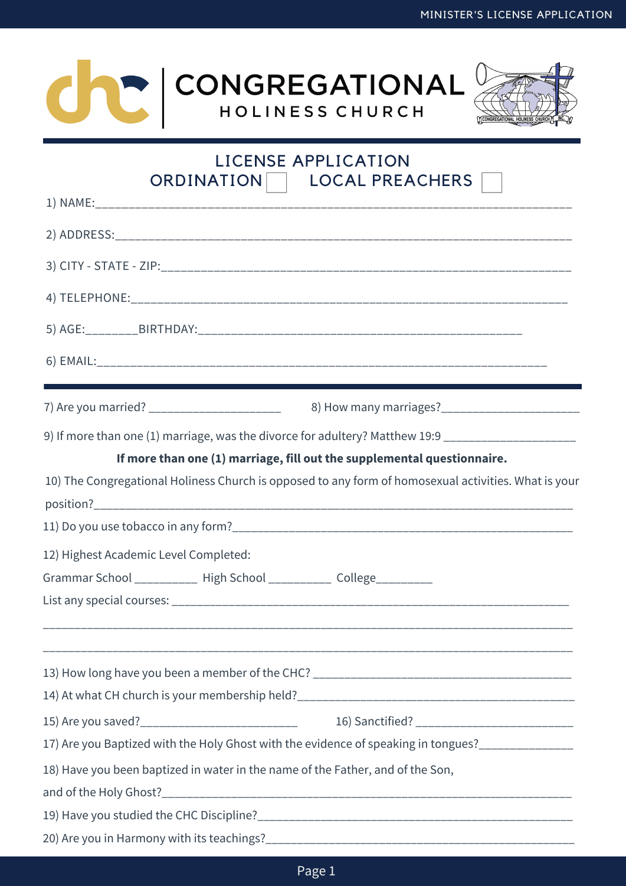# CONGREGATIONAL HOLINESS CHURCH

## LICENSE APPLICATION

ORDINATION ☐ LOCAL PREACHERS ☐

1) NAME:______________________________________________________________________

2) ADDRESS:___________________________________________________________________

3) CITY - STATE - ZIP:__________________________________________________________

4) TELEPHONE:________________________________________________________________

5) AGE:________BIRTHDAY:_____________________________________________

6) EMAIL:___________________________________________________________________

---

7) Are you married? _____________________ 8) How many marriages?______________________

9) If more than one (1) marriage, was the divorce for adultery? Matthew 19:9 ____________________

**If more than one (1) marriage, fill out the supplemental questionnaire.**

10) The Congregational Holiness Church is opposed to any form of homosexual activities. What is your position?____________________________________________________________________

11) Do you use tobacco in any form?_______________________________________________________

12) Highest Academic Level Completed:

Grammar School __________ High School __________ College_________

List any special courses: ________________________________________________________________

______________________________________________________________________________

______________________________________________________________________________

13) How long have you been a member of the CHC? ________________________________________

14) At what CH church is your membership held?__________________________________________

15) Are you saved?__________________________ 16) Sanctified? __________________________

17) Are you Baptized with the Holy Ghost with the evidence of speaking in tongues?______________

18) Have you been baptized in water in the name of the Father, and of the Son, and of the Holy Ghost?_______________________________________________________________

19) Have you studied the CHC Discipline?________________________________________________

20) Are you in Harmony with its teachings?_______________________________________________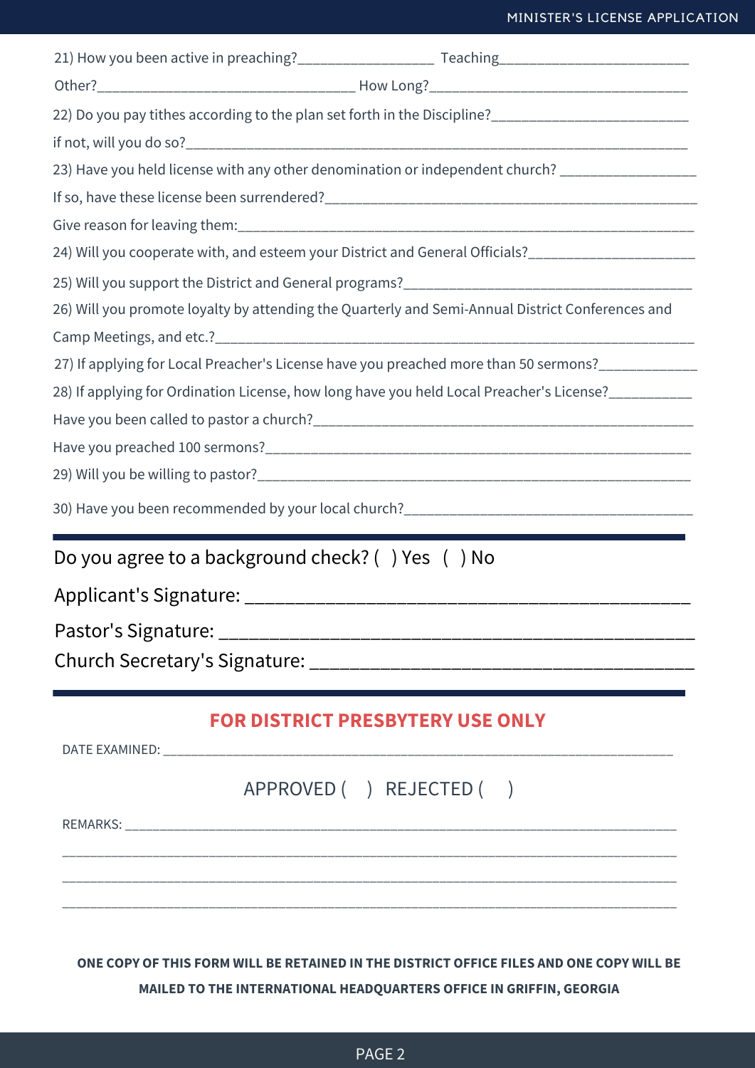21) How you been active in preaching?__________________ Teaching_________________________

Other?__________________________________ How Long?__________________________________

22) Do you pay tithes according to the plan set forth in the Discipline?__________________________

if not, will you do so?_____________________________________________________________________

23) Have you held license with any other denomination or independent church? _________________

If so, have these license been surrendered?__________________________________________________

Give reason for leaving them:_______________________________________________________________

24) Will you cooperate with, and esteem your District and General Officials?______________________

25) Will you support the District and General programs?_______________________________________

26) Will you promote loyalty by attending the Quarterly and Semi-Annual District Conferences and Camp Meetings, and etc.?____________________________________________________________________

27) If applying for Local Preacher's License have you preached more than 50 sermons?_____________

28) If applying for Ordination License, how long have you held Local Preacher's License?___________

Have you been called to pastor a church?____________________________________________________

Have you preached 100 sermons?___________________________________________________________

29) Will you be willing to pastor?____________________________________________________________

30) Have you been recommended by your local church?_______________________________________

---

Do you agree to a background check? ( ) Yes ( ) No

Applicant's Signature: ____________________________________________

Pastor's Signature: _______________________________________________

Church Secretary's Signature: ______________________________________

---

## FOR DISTRICT PRESBYTERY USE ONLY

DATE EXAMINED: __________________________________________________________________________

APPROVED ( ) REJECTED ( )

REMARKS: _______________________________________________________________________________

________________________________________________________________________________________

________________________________________________________________________________________

________________________________________________________________________________________

**ONE COPY OF THIS FORM WILL BE RETAINED IN THE DISTRICT OFFICE FILES AND ONE COPY WILL BE MAILED TO THE INTERNATIONAL HEADQUARTERS OFFICE IN GRIFFIN, GEORGIA**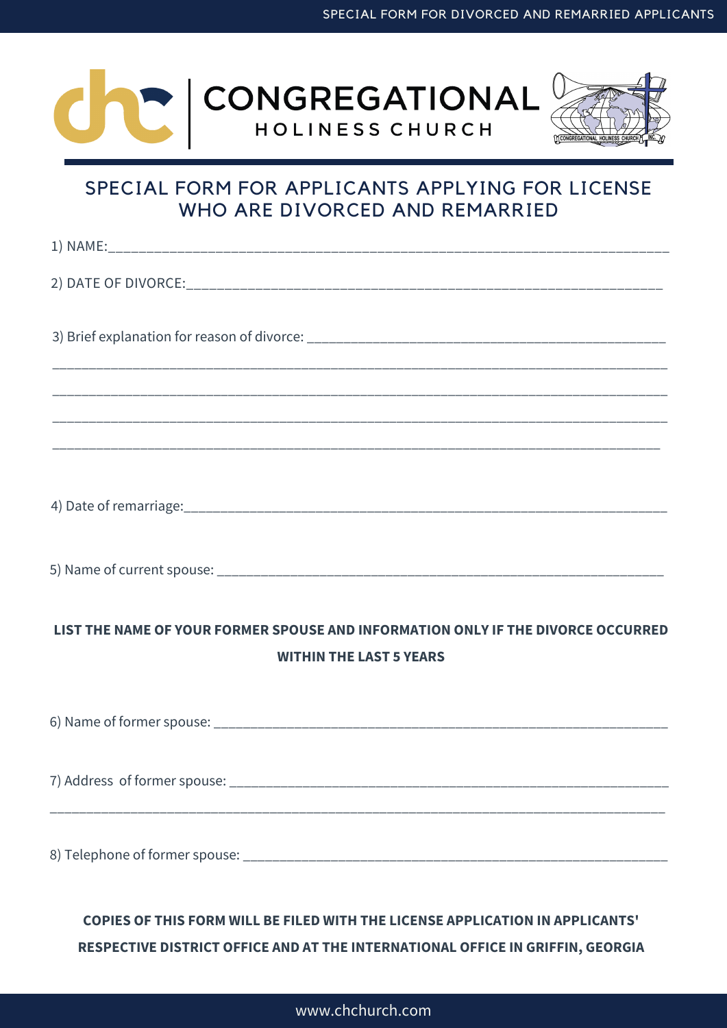CONGREGATIONAL HOLINESS CHURCH

# SPECIAL FORM FOR APPLICANTS APPLYING FOR LICENSE WHO ARE DIVORCED AND REMARRIED

1) NAME:______________________________________________________________________

2) DATE OF DIVORCE:______________________________________________________________

3) Brief explanation for reason of divorce: _____________________________________________

_________________________________________________________________________________

_________________________________________________________________________________

_________________________________________________________________________________

_________________________________________________________________________________

4) Date of remarriage:_____________________________________________________________

5) Name of current spouse: ________________________________________________________

**LIST THE NAME OF YOUR FORMER SPOUSE AND INFORMATION ONLY IF THE DIVORCE OCCURRED WITHIN THE LAST 5 YEARS**

6) Name of former spouse: ________________________________________________________

7) Address of former spouse: _______________________________________________________

_________________________________________________________________________________

8) Telephone of former spouse: _____________________________________________________

**COPIES OF THIS FORM WILL BE FILED WITH THE LICENSE APPLICATION IN APPLICANTS' RESPECTIVE DISTRICT OFFICE AND AT THE INTERNATIONAL OFFICE IN GRIFFIN, GEORGIA**